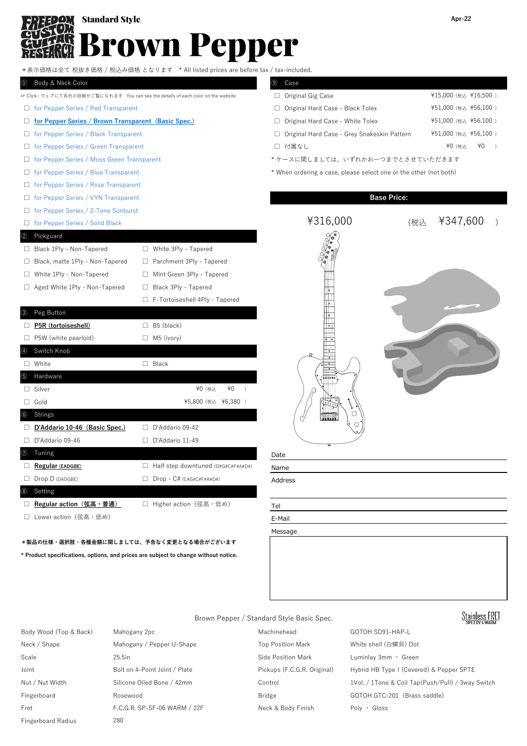# Standard Style Brown Pepper

Apr-22

＊表示価格は全て 税抜き価格 / 税込み価格 となります　* All listed prices are before tax / tax-included.

## ① Body & Neck Color

☞ Click : ウェブにて各色の詳細がご覧になれます　You can see the details of each color on the website

- ☐ for Pepper Series / Red Transparent
- ☐ **for Pepper Series / Brown Transparent（Basic Spec.)**
- ☐ for Pepper Series / Black Transparent
- ☐ for Pepper Series / Green Transparent
- ☐ for Pepper Series / Moss Green Transparent
- ☐ for Pepper Series / Blue Transparent
- ☐ for Pepper Series / Rose Transparent
- ☐ for Pepper Series / VYN Transparent
- ☐ for Pepper Series / 2-Tone Sunburst
- ☐ for Pepper Series / Solid Black

## ② Pickguard

| | |
|---|---|
| ☐ Black 1Ply - Non-Tapered | ☐ White 3Ply - Tapered |
| ☐ Black, matte 1Ply - Non-Tapered | ☐ Parchment 3Ply - Tapered |
| ☐ White 1Ply - Non-Tapered | ☐ Mint Green 3Ply - Tapered |
| ☐ Aged White 1Ply - Non-Tapered | ☐ Black 3Ply - Tapered |
| | ☐ F-Tortoiseshell 4Ply - Tapered |

## ③ Peg Button

| | |
|---|---|
| ☐ **P5R (tortoiseshell)** | ☐ B5 (black) |
| ☐ P5W (white pearloid) | ☐ M5 (ivory) |

## ④ Switch Knob

| | |
|---|---|
| ☐ White | ☐ Black |

## ⑤ Hardware

| | |
|---|---|
| ☐ Silver | ¥0（税込　¥0　） |
| ☐ Gold | ¥5,800（税込　¥6,380　） |

## ⑥ Strings

| | |
|---|---|
| ☐ **D'Addario 10-46（Basic Spec.)** | ☐ D'Addario 09-42 |
| ☐ D'Addario 09-46 | ☐ D'Addario 11-49 |

## ⑦ Tuning

| | |
|---|---|
| ☐ **Regular (EADGBE)** | ☐ Half step downtuned (D#G#C#F#A#D#) |
| ☐ Drop D (DADGBE) | ☐ Drop - C# (C#G#C#F#A#D#) |

## ⑧ Setting

| | |
|---|---|
| ☐ **Regular action（弦高・普通）** | ☐ Higher action（弦高・低め） |
| ☐ Lower action（弦高・低め） | |

**＊製品の仕様・選択肢・各種金額に関しましては、予告なく変更となる場合がございます**

**\* Product specifications, options, and prices are subject to change without notice.**

## ⑨ Case

| | |
|---|---|
| ☐ Original Gig Case | ¥15,000（税込 ¥16,500） |
| ☐ Original Hard Case - Black Tolex | ¥51,000（税込 ¥56,100） |
| ☐ Original Hard Case - White Tolex | ¥51,000（税込 ¥56,100） |
| ☐ Original Hard Case - Grey Snakeskin Pattern | ¥51,000（税込 ¥56,100） |
| ☐ 付属なし | ¥0（税込　¥0　） |

* ケースに関しましては、いずれかお一つまでとさせていただきます
* When ordering a case, please select one or the other (not both)

## Base Price:

¥316,000（税込　¥347,600　）

Date

Name

Address

Tel

E-Mail

Message

## Brown Pepper / Standard Style Basic Spec.

Stainless FRET SPEEDY & WARM

| | | | |
|---|---|---|---|
| Body Wood (Top & Back) | Mahogany 2pc | Machinehead | GOTOH SD91-HAP-L |
| Neck / Shape | Mahogany / Pepper U-Shape | Top Position Mark | White shell (白蝶貝) Dot |
| Scale | 25.5in | Side Position Mark | Luminlay 3mm ・ Green |
| Joint | Bolt on 4-Point Joint / Plate | Pickups (F.C.G.R. Original) | Hybrid HB Type I (Covered) & Pepper SPTE |
| Nut / Nut Width | Silicone Oiled Bone / 42mm | Control | 1Vol. / 1Tone & Coil Tap(Push/Pull) / 3way Switch |
| Fingerboard | Rosewood | Bridge | GOTOH GTC-201（Brass saddle) |
| Fret | F.C.G.R. SP-SF-06 WARM / 22F | Neck & Body Finish | Poly ・ Gloss |
| Fingerboard Radius | 280 | | |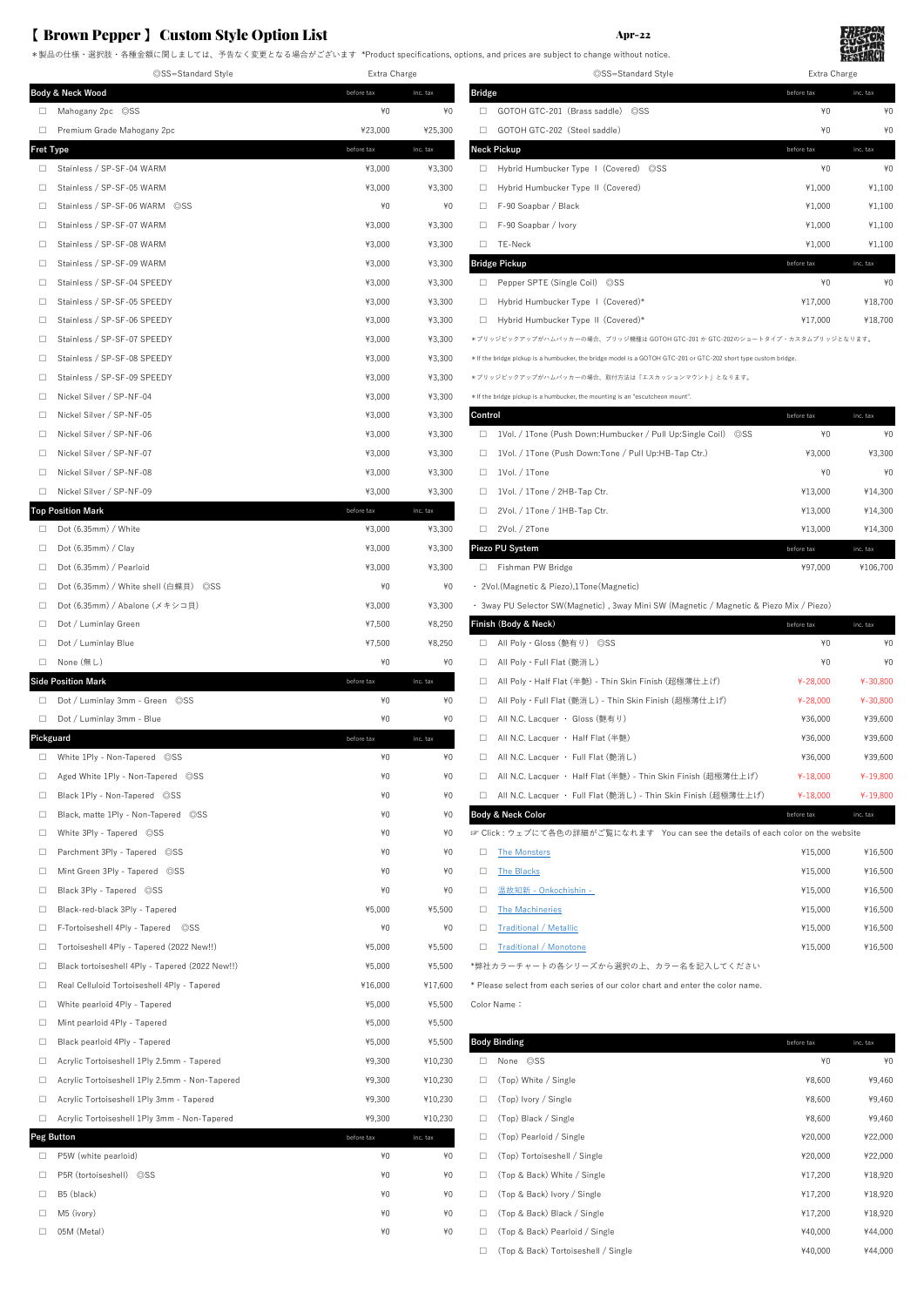# 【 Brown Pepper 】 Custom Style Option List

Apr-22

＊製品の仕様・選択肢・各種金額に関しましては、予告なく変更となる場合がございます *Product specifications, options, and prices are subject to change without notice.

◎SS=Standard Style — Extra Charge

| Body & Neck Wood | before tax | inc. tax |
|---|---|---|
| □ Mahogany 2pc ◎SS | ¥0 | ¥0 |
| □ Premium Grade Mahogany 2pc | ¥23,000 | ¥25,300 |

| Fret Type | before tax | inc. tax |
|---|---|---|
| □ Stainless / SP-SF-04 WARM | ¥3,000 | ¥3,300 |
| □ Stainless / SP-SF-05 WARM | ¥3,000 | ¥3,300 |
| □ Stainless / SP-SF-06 WARM ◎SS | ¥0 | ¥0 |
| □ Stainless / SP-SF-07 WARM | ¥3,000 | ¥3,300 |
| □ Stainless / SP-SF-08 WARM | ¥3,000 | ¥3,300 |
| □ Stainless / SP-SF-09 WARM | ¥3,000 | ¥3,300 |
| □ Stainless / SP-SF-04 SPEEDY | ¥3,000 | ¥3,300 |
| □ Stainless / SP-SF-05 SPEEDY | ¥3,000 | ¥3,300 |
| □ Stainless / SP-SF-06 SPEEDY | ¥3,000 | ¥3,300 |
| □ Stainless / SP-SF-07 SPEEDY | ¥3,000 | ¥3,300 |
| □ Stainless / SP-SF-08 SPEEDY | ¥3,000 | ¥3,300 |
| □ Stainless / SP-SF-09 SPEEDY | ¥3,000 | ¥3,300 |
| □ Nickel Silver / SP-NF-04 | ¥3,000 | ¥3,300 |
| □ Nickel Silver / SP-NF-05 | ¥3,000 | ¥3,300 |
| □ Nickel Silver / SP-NF-06 | ¥3,000 | ¥3,300 |
| □ Nickel Silver / SP-NF-07 | ¥3,000 | ¥3,300 |
| □ Nickel Silver / SP-NF-08 | ¥3,000 | ¥3,300 |
| □ Nickel Silver / SP-NF-09 | ¥3,000 | ¥3,300 |

| Top Position Mark | before tax | inc. tax |
|---|---|---|
| □ Dot (6.35mm) / White | ¥3,000 | ¥3,300 |
| □ Dot (6.35mm) / Clay | ¥3,000 | ¥3,300 |
| □ Dot (6.35mm) / Pearloid | ¥3,000 | ¥3,300 |
| □ Dot (6.35mm) / White shell (白蝶貝) ◎SS | ¥0 | ¥0 |
| □ Dot (6.35mm) / Abalone (メキシコ貝) | ¥3,000 | ¥3,300 |
| □ Dot / Luminlay Green | ¥7,500 | ¥8,250 |
| □ Dot / Luminlay Blue | ¥7,500 | ¥8,250 |
| □ None (無し) | ¥0 | ¥0 |

| Side Position Mark | before tax | inc. tax |
|---|---|---|
| □ Dot / Luminlay 3mm - Green ◎SS | ¥0 | ¥0 |
| □ Dot / Luminlay 3mm - Blue | ¥0 | ¥0 |

| Pickguard | before tax | inc. tax |
|---|---|---|
| □ White 1Ply - Non-Tapered ◎SS | ¥0 | ¥0 |
| □ Aged White 1Ply - Non-Tapered ◎SS | ¥0 | ¥0 |
| □ Black 1Ply - Non-Tapered ◎SS | ¥0 | ¥0 |
| □ Black, matte 1Ply - Non-Tapered ◎SS | ¥0 | ¥0 |
| □ White 3Ply - Tapered ◎SS | ¥0 | ¥0 |
| □ Parchment 3Ply - Tapered ◎SS | ¥0 | ¥0 |
| □ Mint Green 3Ply - Tapered ◎SS | ¥0 | ¥0 |
| □ Black 3Ply - Tapered ◎SS | ¥0 | ¥0 |
| □ Black-red-black 3Ply - Tapered | ¥5,000 | ¥5,500 |
| □ F-Tortoiseshell 4Ply - Tapered ◎SS | ¥0 | ¥0 |
| □ Tortoiseshell 4Ply - Tapered (2022 New!!) | ¥5,000 | ¥5,500 |
| □ Black tortoiseshell 4Ply - Tapered (2022 New!!) | ¥5,000 | ¥5,500 |
| □ Real Celluloid Tortoiseshell 4Ply - Tapered | ¥16,000 | ¥17,600 |
| □ White pearloid 4Ply - Tapered | ¥5,000 | ¥5,500 |
| □ Mint pearloid 4Ply - Tapered | ¥5,000 | ¥5,500 |
| □ Black pearloid 4Ply - Tapered | ¥5,000 | ¥5,500 |
| □ Acrylic Tortoiseshell 1Ply 2.5mm - Tapered | ¥9,300 | ¥10,230 |
| □ Acrylic Tortoiseshell 1Ply 2.5mm - Non-Tapered | ¥9,300 | ¥10,230 |
| □ Acrylic Tortoiseshell 1Ply 3mm - Tapered | ¥9,300 | ¥10,230 |
| □ Acrylic Tortoiseshell 1Ply 3mm - Non-Tapered | ¥9,300 | ¥10,230 |

| Peg Button | before tax | inc. tax |
|---|---|---|
| □ P5W (white pearloid) | ¥0 | ¥0 |
| □ P5R (tortoiseshell) ◎SS | ¥0 | ¥0 |
| □ B5 (black) | ¥0 | ¥0 |
| □ M5 (ivory) | ¥0 | ¥0 |
| □ 05M (Metal) | ¥0 | ¥0 |

| Bridge | before tax | inc. tax |
|---|---|---|
| □ GOTOH GTC-201 (Brass saddle) ◎SS | ¥0 | ¥0 |
| □ GOTOH GTC-202 (Steel saddle) | ¥0 | ¥0 |

| Neck Pickup | before tax | inc. tax |
|---|---|---|
| □ Hybrid Humbucker Type Ⅰ (Covered) ◎SS | ¥0 | ¥0 |
| □ Hybrid Humbucker Type Ⅱ (Covered) | ¥1,000 | ¥1,100 |
| □ F-90 Soapbar / Black | ¥1,000 | ¥1,100 |
| □ F-90 Soapbar / Ivory | ¥1,000 | ¥1,100 |
| □ TE-Neck | ¥1,000 | ¥1,100 |

| Bridge Pickup | before tax | inc. tax |
|---|---|---|
| □ Pepper SPTE (Single Coil) ◎SS | ¥0 | ¥0 |
| □ Hybrid Humbucker Type Ⅰ (Covered)* | ¥17,000 | ¥18,700 |
| □ Hybrid Humbucker Type Ⅱ (Covered)* | ¥17,000 | ¥18,700 |

＊ブリッジピックアップがハムバッカーの場合、ブリッジ機種は GOTOH GTC-201 か GTC-202のショートタイプ・カスタムブリッジとなります。

＊If the bridge pickup is a humbucker, the bridge model is a GOTOH GTC-201 or GTC-202 short type custom bridge.

＊ブリッジピックアップがハムバッカーの場合、取付方法は「エスカッションマウント」となります。

＊If the bridge pickup is a humbucker, the mounting is an "escutcheon mount".

| Control | before tax | inc. tax |
|---|---|---|
| □ 1Vol. / 1Tone (Push Down:Humbucker / Pull Up:Single Coil) ◎SS | ¥0 | ¥0 |
| □ 1Vol. / 1Tone (Push Down:Tone / Pull Up:HB-Tap Ctr.) | ¥3,000 | ¥3,300 |
| □ 1Vol. / 1Tone | ¥0 | ¥0 |
| □ 1Vol. / 1Tone / 2HB-Tap Ctr. | ¥13,000 | ¥14,300 |
| □ 2Vol. / 1Tone / 1HB-Tap Ctr. | ¥13,000 | ¥14,300 |
| □ 2Vol. / 2Tone | ¥13,000 | ¥14,300 |

| Piezo PU System | before tax | inc. tax |
|---|---|---|
| □ Fishman PW Bridge | ¥97,000 | ¥106,700 |

・2Vol.(Magnetic & Piezo),1Tone(Magnetic)

・3way PU Selector SW(Magnetic) , 3way Mini SW (Magnetic / Magnetic & Piezo Mix / Piezo)

| Finish (Body & Neck) | before tax | inc. tax |
|---|---|---|
| □ All Poly・Gloss (艶有り) ◎SS | ¥0 | ¥0 |
| □ All Poly・Full Flat (艶消し) | ¥0 | ¥0 |
| □ All Poly・Half Flat (半艶) - Thin Skin Finish (超極薄仕上げ) | ¥-28,000 | ¥-30,800 |
| □ All Poly・Full Flat (艶消し) - Thin Skin Finish (超極薄仕上げ) | ¥-28,000 | ¥-30,800 |
| □ All N.C. Lacquer ・ Gloss (艶有り) | ¥36,000 | ¥39,600 |
| □ All N.C. Lacquer ・ Half Flat (半艶) | ¥36,000 | ¥39,600 |
| □ All N.C. Lacquer ・ Full Flat (艶消し) | ¥36,000 | ¥39,600 |
| □ All N.C. Lacquer ・ Half Flat (半艶) - Thin Skin Finish (超極薄仕上げ) | ¥-18,000 | ¥-19,800 |
| □ All N.C. Lacquer ・ Full Flat (艶消し) - Thin Skin Finish (超極薄仕上げ) | ¥-18,000 | ¥-19,800 |

☞ Click：ウェブにて各色の詳細がご覧になれます You can see the details of each color on the website

| Body & Neck Color | before tax | inc. tax |
|---|---|---|
| □ The Monsters | ¥15,000 | ¥16,500 |
| □ The Blacks | ¥15,000 | ¥16,500 |
| □ 温故知新 - Onkochishin - | ¥15,000 | ¥16,500 |
| □ The Machineries | ¥15,000 | ¥16,500 |
| □ Traditional / Metallic | ¥15,000 | ¥16,500 |
| □ Traditional / Monotone | ¥15,000 | ¥16,500 |

*弊社カラーチャートの各シリーズから選択の上、カラー名を記入してください

* Please select from each series of our color chart and enter the color name.

Color Name：

| Body Binding | before tax | inc. tax |
|---|---|---|
| □ None ◎SS | ¥0 | ¥0 |
| □ (Top) White / Single | ¥8,600 | ¥9,460 |
| □ (Top) Ivory / Single | ¥8,600 | ¥9,460 |
| □ (Top) Black / Single | ¥8,600 | ¥9,460 |
| □ (Top) Pearloid / Single | ¥20,000 | ¥22,000 |
| □ (Top) Tortoiseshell / Single | ¥20,000 | ¥22,000 |
| □ (Top & Back) White / Single | ¥17,200 | ¥18,920 |
| □ (Top & Back) Ivory / Single | ¥17,200 | ¥18,920 |
| □ (Top & Back) Black / Single | ¥17,200 | ¥18,920 |
| □ (Top & Back) Pearloid / Single | ¥40,000 | ¥44,000 |
| □ (Top & Back) Tortoiseshell / Single | ¥40,000 | ¥44,000 |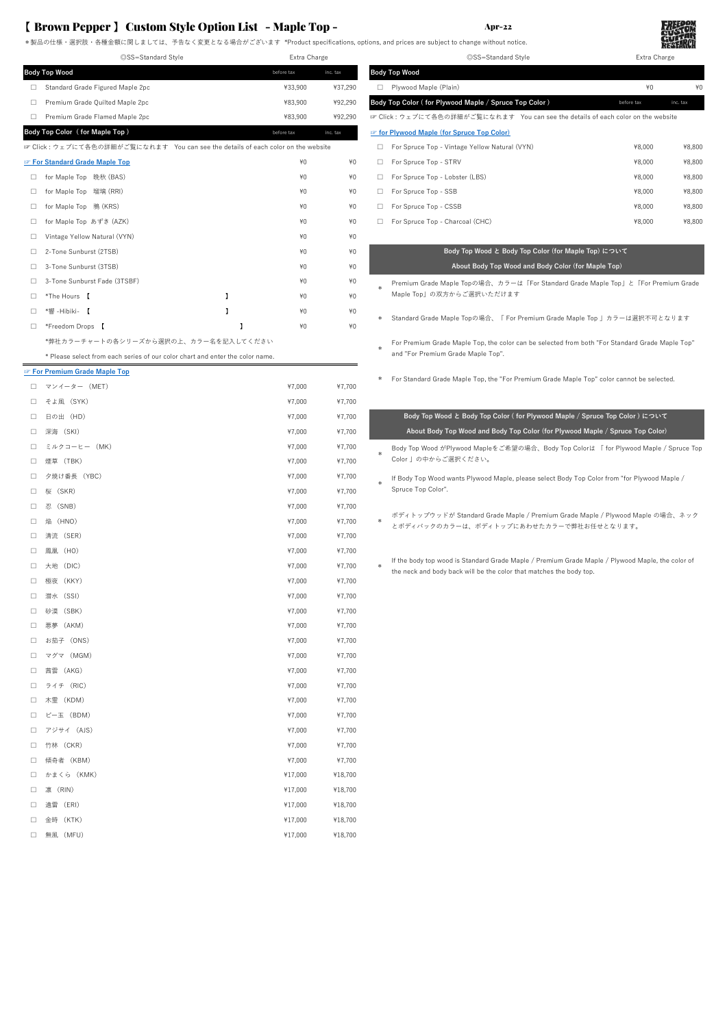# 【 Brown Pepper 】 Custom Style Option List - Maple Top -

Apr-22

＊製品の仕様・選択肢・各種金額に関しましては、予告なく変更となる場合がございます *Product specifications, options, and prices are subject to change without notice.

| ◎SS=Standard Style | Extra Charge | |
|---|---|---|
| **Body Top Wood** | before tax | inc. tax |
| □ Standard Grade Figured Maple 2pc | ¥33,900 | ¥37,290 |
| □ Premium Grade Quilted Maple 2pc | ¥83,900 | ¥92,290 |
| □ Premium Grade Flamed Maple 2pc | ¥83,900 | ¥92,290 |
| **Body Top Color（for Maple Top）** | before tax | inc. tax |
| ☞ Click : ウェブにて各色の詳細がご覧になれます　You can see the details of each color on the website | | |
| ☞ For Standard Grade Maple Top | ¥0 | ¥0 |
| □ for Maple Top　晩秋 (BAS) | ¥0 | ¥0 |
| □ for Maple Top　瑠璃 (RRI) | ¥0 | ¥0 |
| □ for Maple Top　鴉 (KRS) | ¥0 | ¥0 |
| □ for Maple Top　あずき (AZK) | ¥0 | ¥0 |
| □ Vintage Yellow Natural (VYN) | ¥0 | ¥0 |
| □ 2-Tone Sunburst (2TSB) | ¥0 | ¥0 |
| □ 3-Tone Sunburst (3TSB) | ¥0 | ¥0 |
| □ 3-Tone Sunburst Fade (3TSBF) | ¥0 | ¥0 |
| □ *The Hours 【　　　　　　　】 | ¥0 | ¥0 |
| □ *響 -Hibiki- 【　　　　　　　】 | ¥0 | ¥0 |
| □ *Freedom Drops 【　　　　　　　】 | ¥0 | ¥0 |
| *弊社カラーチャートの各シリーズから選択の上、カラー名を記入してください | | |
| * Please select from each series of our color chart and enter the color name. | | |
| ☞ For Premium Grade Maple Top | | |
| □ マンイーター (MET) | ¥7,000 | ¥7,700 |
| □ そよ風 (SYK) | ¥7,000 | ¥7,700 |
| □ 日の出 (HD) | ¥7,000 | ¥7,700 |
| □ 深海 (SKI) | ¥7,000 | ¥7,700 |
| □ ミルクコーヒー (MK) | ¥7,000 | ¥7,700 |
| □ 煙草 (TBK) | ¥7,000 | ¥7,700 |
| □ 夕焼け番長 (YBC) | ¥7,000 | ¥7,700 |
| □ 桜 (SKR) | ¥7,000 | ¥7,700 |
| □ 忍 (SNB) | ¥7,000 | ¥7,700 |
| □ 焔 (HNO) | ¥7,000 | ¥7,700 |
| □ 清流 (SER) | ¥7,000 | ¥7,700 |
| □ 鳳凰 (HO) | ¥7,000 | ¥7,700 |
| □ 大地 (DIC) | ¥7,000 | ¥7,700 |
| □ 極夜 (KKY) | ¥7,000 | ¥7,700 |
| □ 潜水 (SSI) | ¥7,000 | ¥7,700 |
| □ 砂漠 (SBK) | ¥7,000 | ¥7,700 |
| □ 悪夢 (AKM) | ¥7,000 | ¥7,700 |
| □ お茄子 (ONS) | ¥7,000 | ¥7,700 |
| □ マグマ (MGM) | ¥7,000 | ¥7,700 |
| □ 茜雲 (AKG) | ¥7,000 | ¥7,700 |
| □ ライチ (RIC) | ¥7,000 | ¥7,700 |
| □ 木霊 (KDM) | ¥7,000 | ¥7,700 |
| □ ビー玉 (BDM) | ¥7,000 | ¥7,700 |
| □ アジサイ (AJS) | ¥7,000 | ¥7,700 |
| □ 竹林 (CKR) | ¥7,000 | ¥7,700 |
| □ 傾奇者 (KBM) | ¥7,000 | ¥7,700 |
| □ かまくら (KMK) | ¥17,000 | ¥18,700 |
| □ 凛 (RIN) | ¥17,000 | ¥18,700 |
| □ 遠雷 (ERI) | ¥17,000 | ¥18,700 |
| □ 金時 (KTK) | ¥17,000 | ¥18,700 |
| □ 無風 (MFU) | ¥17,000 | ¥18,700 |

| ◎SS=Standard Style | Extra Charge | |
|---|---|---|
| **Body Top Wood** | | |
| □ Plywood Maple (Plain) | ¥0 | ¥0 |
| **Body Top Color ( for Plywood Maple / Spruce Top Color )** | before tax | inc. tax |
| ☞ Click : ウェブにて各色の詳細がご覧になれます　You can see the details of each color on the website | | |
| ☞ for Plywood Maple (for Spruce Top Color) | | |
| □ For Spruce Top - Vintage Yellow Natural (VYN) | ¥8,000 | ¥8,800 |
| □ For Spruce Top - STRV | ¥8,000 | ¥8,800 |
| □ For Spruce Top - Lobster (LBS) | ¥8,000 | ¥8,800 |
| □ For Spruce Top - SSB | ¥8,000 | ¥8,800 |
| □ For Spruce Top - CSSB | ¥8,000 | ¥8,800 |
| □ For Spruce Top - Charcoal (CHC) | ¥8,000 | ¥8,800 |

### Body Top Wood と Body Top Color (for Maple Top) について
### About Body Top Wood and Body Color (for Maple Top)

- ＊ Premium Grade Maple Topの場合、カラーは「For Standard Grade Maple Top」と「For Premium Grade Maple Top」の双方からご選択いただけます
- ＊ Standard Grade Maple Topの場合、「 For Premium Grade Maple Top 」カラーは選択不可となります
- ＊ For Premium Grade Maple Top, the color can be selected from both "For Standard Grade Maple Top" and "For Premium Grade Maple Top".
- ＊ For Standard Grade Maple Top, the "For Premium Grade Maple Top" color cannot be selected.

### Body Top Wood と Body Top Color ( for Plywood Maple / Spruce Top Color ) について
### About Body Top Wood and Body Top Color (for Plywood Maple / Spruce Top Color)

- ＊ Body Top Wood がPlywood Mapleをご希望の場合、Body Top Colorは 「 for Plywood Maple / Spruce Top Color 」の中からご選択ください。
- ＊ If Body Top Wood wants Plywood Maple, please select Body Top Color from "for Plywood Maple / Spruce Top Color".
- ＊ ボディトップウッドが Standard Grade Maple / Premium Grade Maple / Plywood Maple の場合、ネックとボディバックのカラーは、ボディトップにあわせたカラーで弊社おまかせとなります。
- ＊ If the body top wood is Standard Grade Maple / Premium Grade Maple / Plywood Maple, the color of the neck and body back will be the color that matches the body top.